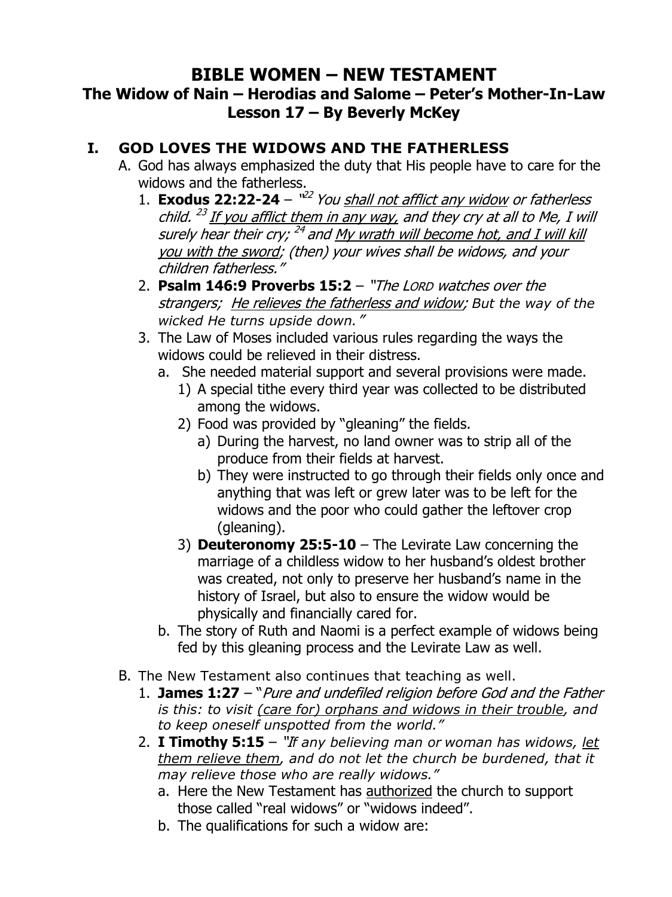# BIBLE WOMEN – NEW TESTAMENT

## The Widow of Nain – Herodias and Salome – Peter's Mother-In-Law

## Lesson 17 – By Beverly McKey

### I. GOD LOVES THE WIDOWS AND THE FATHERLESS

A. God has always emphasized the duty that His people have to care for the widows and the fatherless.

1. **Exodus 22:22-24** – "[22] *You shall not afflict any widow or fatherless child.* [23] *If you afflict them in any way, and they cry at all to Me, I will surely hear their cry;* [24] *and My wrath will become hot, and I will kill you with the sword; (then) your wives shall be widows, and your children fatherless."*
2. **Psalm 146:9 Proverbs 15:2** – *"The LORD watches over the strangers; He relieves the fatherless and widow; But the way of the wicked He turns upside down."*
3. The Law of Moses included various rules regarding the ways the widows could be relieved in their distress.
   a. She needed material support and several provisions were made.
      1) A special tithe every third year was collected to be distributed among the widows.
      2) Food was provided by "gleaning" the fields.
         a) During the harvest, no land owner was to strip all of the produce from their fields at harvest.
         b) They were instructed to go through their fields only once and anything that was left or grew later was to be left for the widows and the poor who could gather the leftover crop (gleaning).
      3) **Deuteronomy 25:5-10** – The Levirate Law concerning the marriage of a childless widow to her husband's oldest brother was created, not only to preserve her husband's name in the history of Israel, but also to ensure the widow would be physically and financially cared for.
   b. The story of Ruth and Naomi is a perfect example of widows being fed by this gleaning process and the Levirate Law as well.

B. The New Testament also continues that teaching as well.

1. **James 1:27** – "*Pure and undefiled religion before God and the Father is this: to visit (care for) orphans and widows in their trouble, and to keep oneself unspotted from the world."*
2. **I Timothy 5:15** – *"If any believing man or woman has widows, let them relieve them, and do not let the church be burdened, that it may relieve those who are really widows."*
   a. Here the New Testament has authorized the church to support those called "real widows" or "widows indeed".
   b. The qualifications for such a widow are: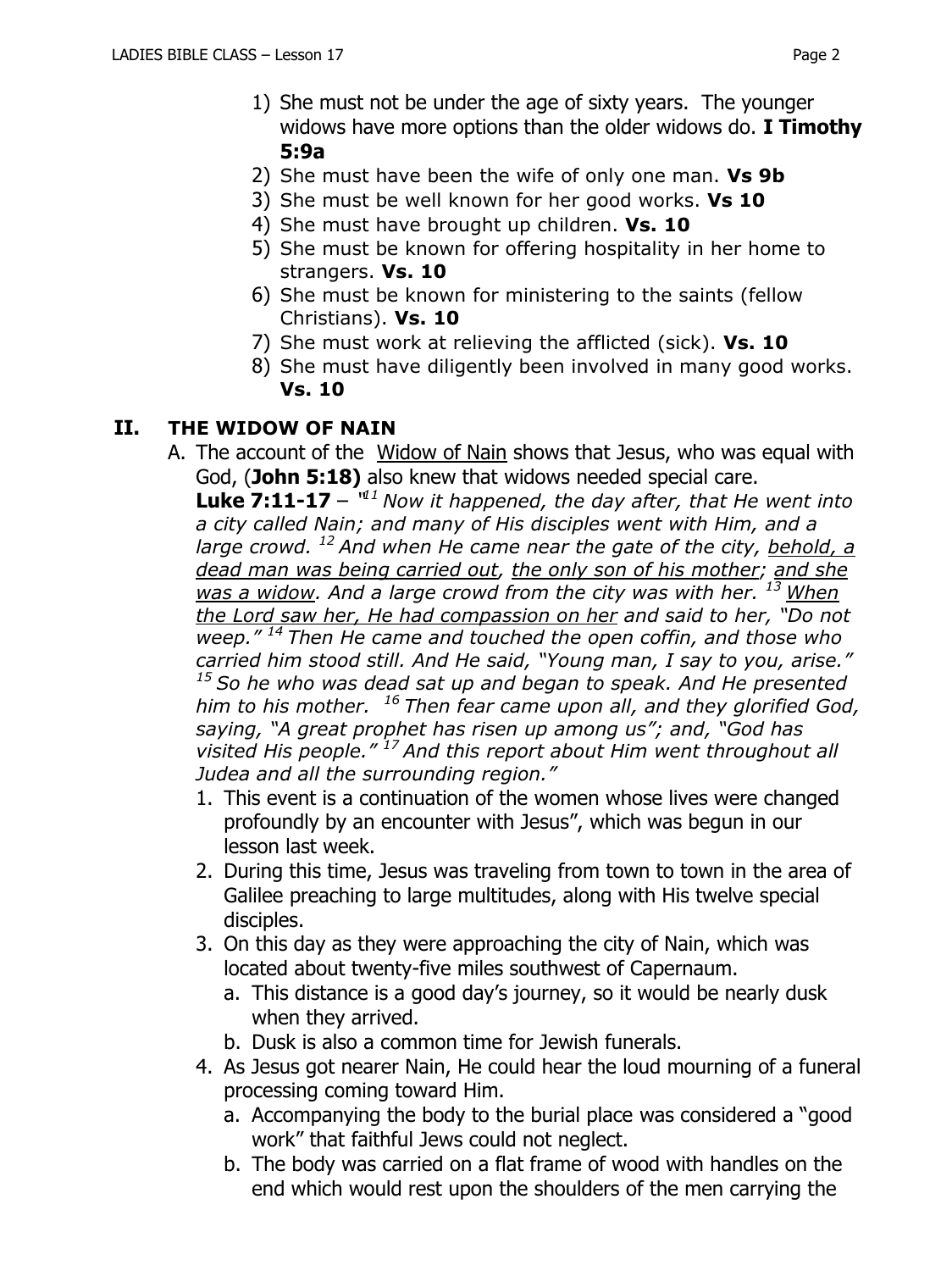1) She must not be under the age of sixty years. The younger widows have more options than the older widows do. **I Timothy 5:9a**
2) She must have been the wife of only one man. **Vs 9b**
3) She must be well known for her good works. **Vs 10**
4) She must have brought up children. **Vs. 10**
5) She must be known for offering hospitality in her home to strangers. **Vs. 10**
6) She must be known for ministering to the saints (fellow Christians). **Vs. 10**
7) She must work at relieving the afflicted (sick). **Vs. 10**
8) She must have diligently been involved in many good works. **Vs. 10**

## II. THE WIDOW OF NAIN

A. The account of the <u>Widow of Nain</u> shows that Jesus, who was equal with God, (**John 5:18)** also knew that widows needed special care.
**Luke 7:11-17** – "*[11] Now it happened, the day after, that He went into a city called Nain; and many of His disciples went with Him, and a large crowd. [12] And when He came near the gate of the city, <u>behold, a dead man was being carried out</u>, <u>the only son of his mother</u>; <u>and she was a widow</u>. And a large crowd from the city was with her. [13] <u>When the Lord saw her, He had compassion on her</u> and said to her, "Do not weep." [14] Then He came and touched the open coffin, and those who carried him stood still. And He said, "Young man, I say to you, arise." [15] So he who was dead sat up and began to speak. And He presented him to his mother. [16] Then fear came upon all, and they glorified God, saying, "A great prophet has risen up among us"; and, "God has visited His people." [17] And this report about Him went throughout all Judea and all the surrounding region."*

1. This event is a continuation of the women whose lives were changed profoundly by an encounter with Jesus", which was begun in our lesson last week.
2. During this time, Jesus was traveling from town to town in the area of Galilee preaching to large multitudes, along with His twelve special disciples.
3. On this day as they were approaching the city of Nain, which was located about twenty-five miles southwest of Capernaum.
   a. This distance is a good day's journey, so it would be nearly dusk when they arrived.
   b. Dusk is also a common time for Jewish funerals.
4. As Jesus got nearer Nain, He could hear the loud mourning of a funeral processing coming toward Him.
   a. Accompanying the body to the burial place was considered a "good work" that faithful Jews could not neglect.
   b. The body was carried on a flat frame of wood with handles on the end which would rest upon the shoulders of the men carrying the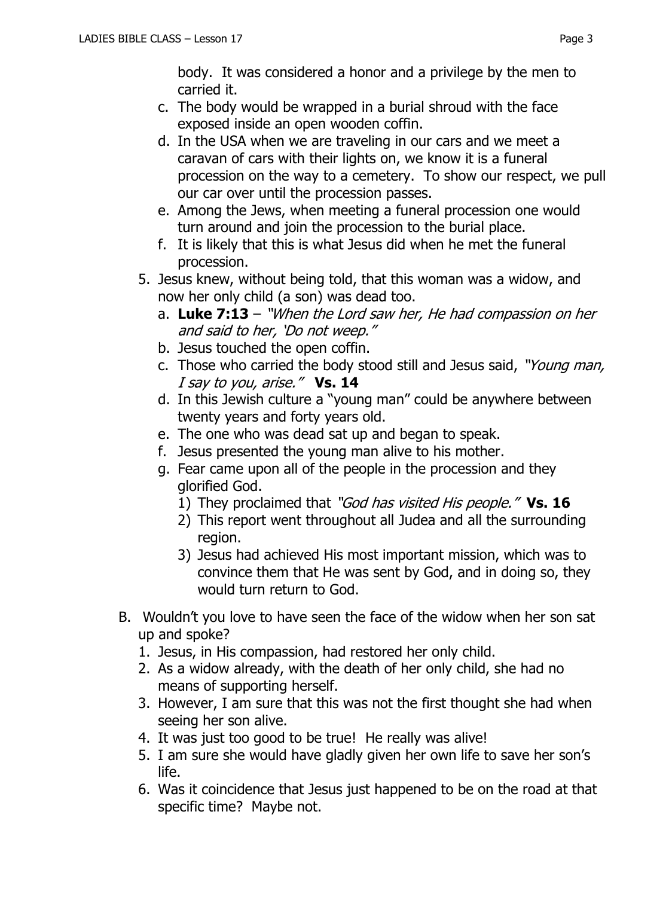body. It was considered a honor and a privilege by the men to carried it.

c. The body would be wrapped in a burial shroud with the face exposed inside an open wooden coffin.
d. In the USA when we are traveling in our cars and we meet a caravan of cars with their lights on, we know it is a funeral procession on the way to a cemetery. To show our respect, we pull our car over until the procession passes.
e. Among the Jews, when meeting a funeral procession one would turn around and join the procession to the burial place.
f. It is likely that this is what Jesus did when he met the funeral procession.

5. Jesus knew, without being told, that this woman was a widow, and now her only child (a son) was dead too.
   a. **Luke 7:13** – *"When the Lord saw her, He had compassion on her and said to her, 'Do not weep."*
   b. Jesus touched the open coffin.
   c. Those who carried the body stood still and Jesus said, *"Young man, I say to you, arise."* **Vs. 14**
   d. In this Jewish culture a "young man" could be anywhere between twenty years and forty years old.
   e. The one who was dead sat up and began to speak.
   f. Jesus presented the young man alive to his mother.
   g. Fear came upon all of the people in the procession and they glorified God.
      1) They proclaimed that *"God has visited His people."* **Vs. 16**
      2) This report went throughout all Judea and all the surrounding region.
      3) Jesus had achieved His most important mission, which was to convince them that He was sent by God, and in doing so, they would turn return to God.

B. Wouldn't you love to have seen the face of the widow when her son sat up and spoke?
   1. Jesus, in His compassion, had restored her only child.
   2. As a widow already, with the death of her only child, she had no means of supporting herself.
   3. However, I am sure that this was not the first thought she had when seeing her son alive.
   4. It was just too good to be true! He really was alive!
   5. I am sure she would have gladly given her own life to save her son's life.
   6. Was it coincidence that Jesus just happened to be on the road at that specific time? Maybe not.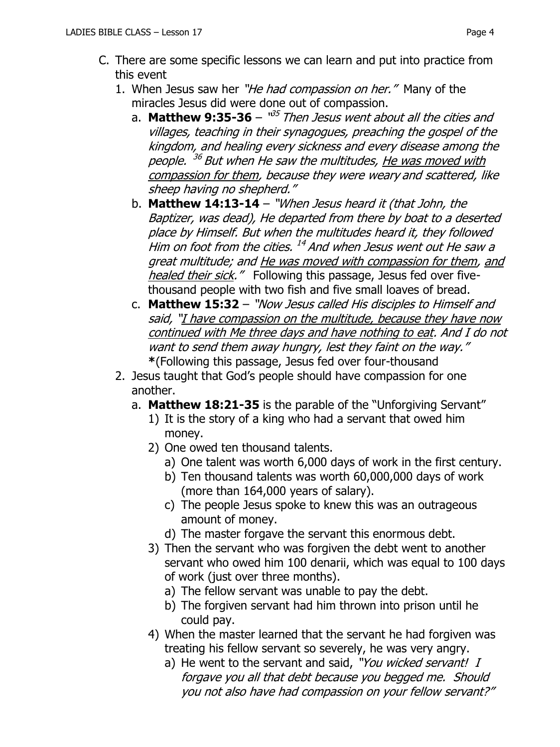C. There are some specific lessons we can learn and put into practice from this event

   1. When Jesus saw her *"He had compassion on her."* Many of the miracles Jesus did were done out of compassion.

      a. **Matthew 9:35-36** – *"[35] Then Jesus went about all the cities and villages, teaching in their synagogues, preaching the gospel of the kingdom, and healing every sickness and every disease among the people. [36] But when He saw the multitudes, <u>He was moved with compassion for them</u>, because they were weary and scattered, like sheep having no shepherd."*

      b. **Matthew 14:13-14** – *"When Jesus heard it (that John, the Baptizer, was dead), He departed from there by boat to a deserted place by Himself. But when the multitudes heard it, they followed Him on foot from the cities. [14] And when Jesus went out He saw a great multitude; and <u>He was moved with compassion for them</u>, <u>and healed their sick</u>."* Following this passage, Jesus fed over five-thousand people with two fish and five small loaves of bread.

      c. **Matthew 15:32** – *"Now Jesus called His disciples to Himself and said, "<u>I have compassion on the multitude, because they have now continued with Me three days and have nothing to eat</u>. And I do not want to send them away hungry, lest they faint on the way."*
      **\***(Following this passage, Jesus fed over four-thousand

   2. Jesus taught that God's people should have compassion for one another.

      a. **Matthew 18:21-35** is the parable of the "Unforgiving Servant"

         1) It is the story of a king who had a servant that owed him money.

         2) One owed ten thousand talents.

            a) One talent was worth 6,000 days of work in the first century.

            b) Ten thousand talents was worth 60,000,000 days of work (more than 164,000 years of salary).

            c) The people Jesus spoke to knew this was an outrageous amount of money.

            d) The master forgave the servant this enormous debt.

         3) Then the servant who was forgiven the debt went to another servant who owed him 100 denarii, which was equal to 100 days of work (just over three months).

            a) The fellow servant was unable to pay the debt.

            b) The forgiven servant had him thrown into prison until he could pay.

         4) When the master learned that the servant he had forgiven was treating his fellow servant so severely, he was very angry.

            a) He went to the servant and said, *"You wicked servant! I forgave you all that debt because you begged me. Should you not also have had compassion on your fellow servant?"*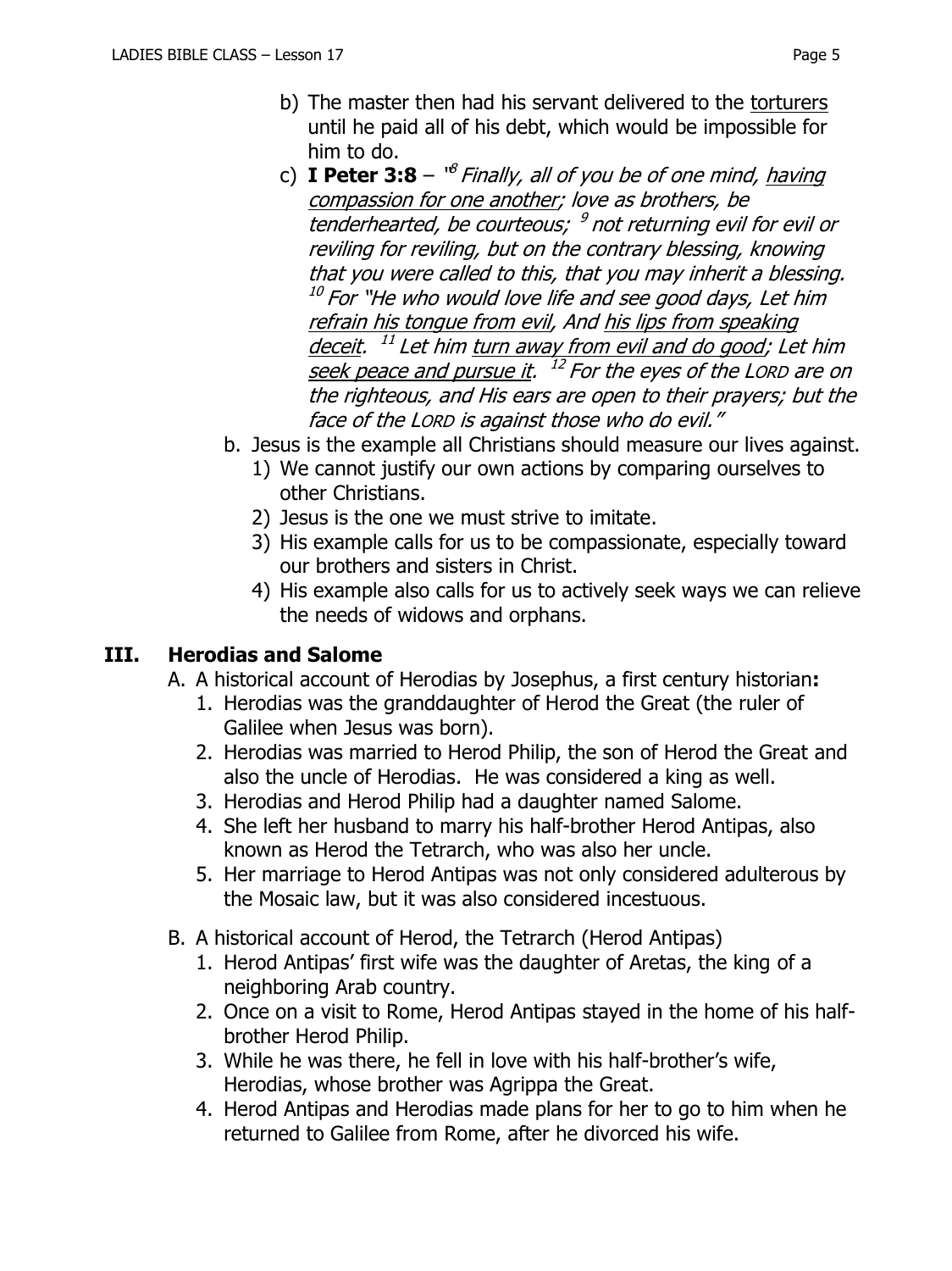b) The master then had his servant delivered to the <u>torturers</u> until he paid all of his debt, which would be impossible for him to do.

c) **I Peter 3:8** – "[8] *Finally, all of you be of one mind, <u>having compassion for one another</u>; love as brothers, be tenderhearted, be courteous;* [9] *not returning evil for evil or reviling for reviling, but on the contrary blessing, knowing that you were called to this, that you may inherit a blessing.* [10] *For "He who would love life and see good days, Let him <u>refrain his tongue from evil</u>, And <u>his lips from speaking deceit</u>.* [11] *Let him <u>turn away from evil and do good</u>; Let him <u>seek peace and pursue it</u>.* [12] *For the eyes of the LORD are on the righteous, and His ears are open to their prayers; but the face of the LORD is against those who do evil."*

b. Jesus is the example all Christians should measure our lives against.
   1) We cannot justify our own actions by comparing ourselves to other Christians.
   2) Jesus is the one we must strive to imitate.
   3) His example calls for us to be compassionate, especially toward our brothers and sisters in Christ.
   4) His example also calls for us to actively seek ways we can relieve the needs of widows and orphans.

## III. Herodias and Salome

A. A historical account of Herodias by Josephus, a first century historian**:**
   1. Herodias was the granddaughter of Herod the Great (the ruler of Galilee when Jesus was born).
   2. Herodias was married to Herod Philip, the son of Herod the Great and also the uncle of Herodias. He was considered a king as well.
   3. Herodias and Herod Philip had a daughter named Salome.
   4. She left her husband to marry his half-brother Herod Antipas, also known as Herod the Tetrarch, who was also her uncle.
   5. Her marriage to Herod Antipas was not only considered adulterous by the Mosaic law, but it was also considered incestuous.

B. A historical account of Herod, the Tetrarch (Herod Antipas)
   1. Herod Antipas' first wife was the daughter of Aretas, the king of a neighboring Arab country.
   2. Once on a visit to Rome, Herod Antipas stayed in the home of his half-brother Herod Philip.
   3. While he was there, he fell in love with his half-brother's wife, Herodias, whose brother was Agrippa the Great.
   4. Herod Antipas and Herodias made plans for her to go to him when he returned to Galilee from Rome, after he divorced his wife.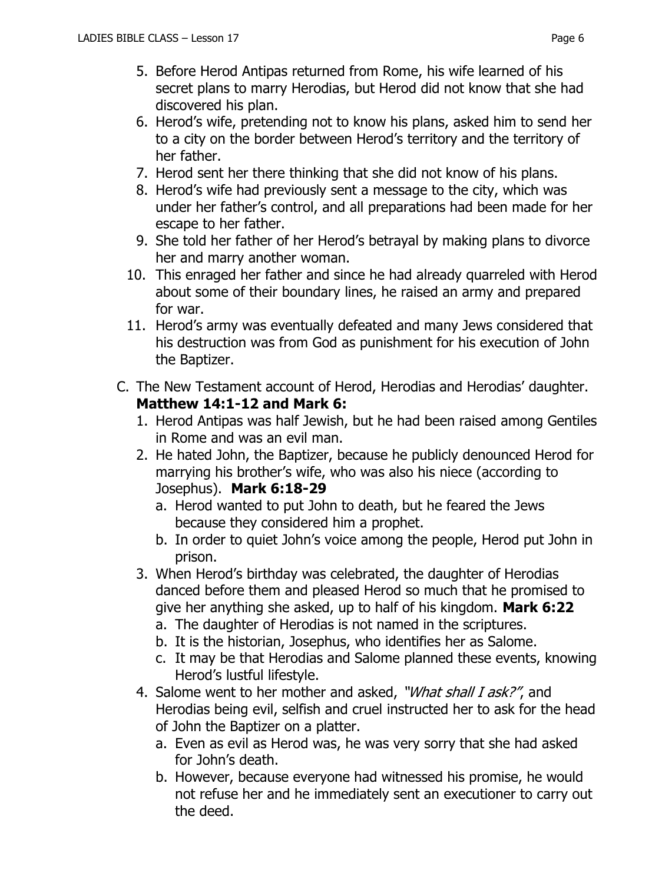5. Before Herod Antipas returned from Rome, his wife learned of his secret plans to marry Herodias, but Herod did not know that she had discovered his plan.
6. Herod's wife, pretending not to know his plans, asked him to send her to a city on the border between Herod's territory and the territory of her father.
7. Herod sent her there thinking that she did not know of his plans.
8. Herod's wife had previously sent a message to the city, which was under her father's control, and all preparations had been made for her escape to her father.
9. She told her father of her Herod's betrayal by making plans to divorce her and marry another woman.
10. This enraged her father and since he had already quarreled with Herod about some of their boundary lines, he raised an army and prepared for war.
11. Herod's army was eventually defeated and many Jews considered that his destruction was from God as punishment for his execution of John the Baptizer.

C. The New Testament account of Herod, Herodias and Herodias' daughter. **Matthew 14:1-12 and Mark 6:**
   1. Herod Antipas was half Jewish, but he had been raised among Gentiles in Rome and was an evil man.
   2. He hated John, the Baptizer, because he publicly denounced Herod for marrying his brother's wife, who was also his niece (according to Josephus). **Mark 6:18-29**
      a. Herod wanted to put John to death, but he feared the Jews because they considered him a prophet.
      b. In order to quiet John's voice among the people, Herod put John in prison.
   3. When Herod's birthday was celebrated, the daughter of Herodias danced before them and pleased Herod so much that he promised to give her anything she asked, up to half of his kingdom. **Mark 6:22**
      a. The daughter of Herodias is not named in the scriptures.
      b. It is the historian, Josephus, who identifies her as Salome.
      c. It may be that Herodias and Salome planned these events, knowing Herod's lustful lifestyle.
   4. Salome went to her mother and asked, *"What shall I ask?"*, and Herodias being evil, selfish and cruel instructed her to ask for the head of John the Baptizer on a platter.
      a. Even as evil as Herod was, he was very sorry that she had asked for John's death.
      b. However, because everyone had witnessed his promise, he would not refuse her and he immediately sent an executioner to carry out the deed.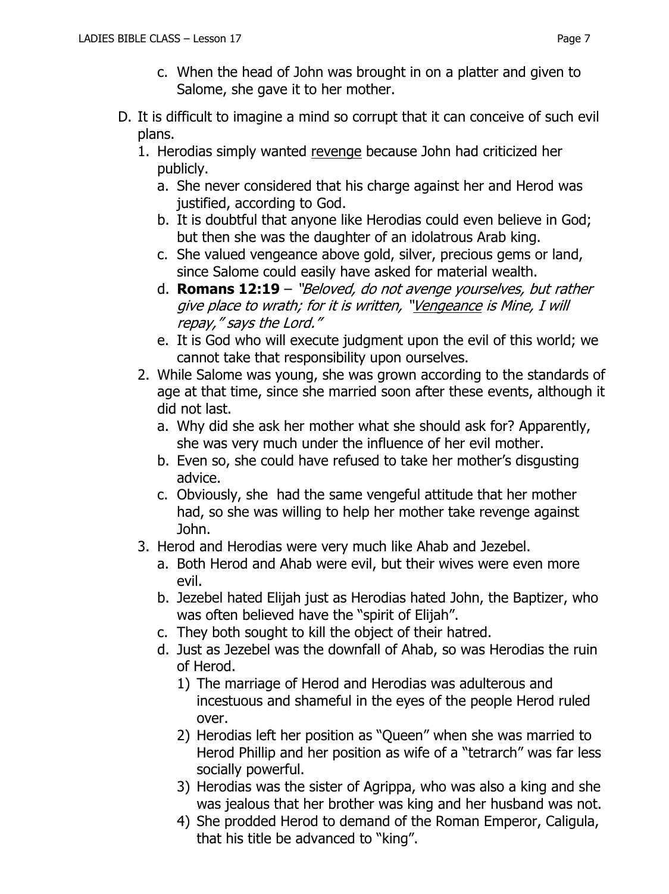c. When the head of John was brought in on a platter and given to Salome, she gave it to her mother.

D. It is difficult to imagine a mind so corrupt that it can conceive of such evil plans.

1. Herodias simply wanted <u>revenge</u> because John had criticized her publicly.
   a. She never considered that his charge against her and Herod was justified, according to God.
   b. It is doubtful that anyone like Herodias could even believe in God; but then she was the daughter of an idolatrous Arab king.
   c. She valued vengeance above gold, silver, precious gems or land, since Salome could easily have asked for material wealth.
   d. **Romans 12:19** – *"Beloved, do not avenge yourselves, but rather give place to wrath; for it is written, "<u>Vengeance</u> is Mine, I will repay," says the Lord."*
   e. It is God who will execute judgment upon the evil of this world; we cannot take that responsibility upon ourselves.
2. While Salome was young, she was grown according to the standards of age at that time, since she married soon after these events, although it did not last.
   a. Why did she ask her mother what she should ask for? Apparently, she was very much under the influence of her evil mother.
   b. Even so, she could have refused to take her mother's disgusting advice.
   c. Obviously, she had the same vengeful attitude that her mother had, so she was willing to help her mother take revenge against John.
3. Herod and Herodias were very much like Ahab and Jezebel.
   a. Both Herod and Ahab were evil, but their wives were even more evil.
   b. Jezebel hated Elijah just as Herodias hated John, the Baptizer, who was often believed have the "spirit of Elijah".
   c. They both sought to kill the object of their hatred.
   d. Just as Jezebel was the downfall of Ahab, so was Herodias the ruin of Herod.
      1) The marriage of Herod and Herodias was adulterous and incestuous and shameful in the eyes of the people Herod ruled over.
      2) Herodias left her position as "Queen" when she was married to Herod Phillip and her position as wife of a "tetrarch" was far less socially powerful.
      3) Herodias was the sister of Agrippa, who was also a king and she was jealous that her brother was king and her husband was not.
      4) She prodded Herod to demand of the Roman Emperor, Caligula, that his title be advanced to "king".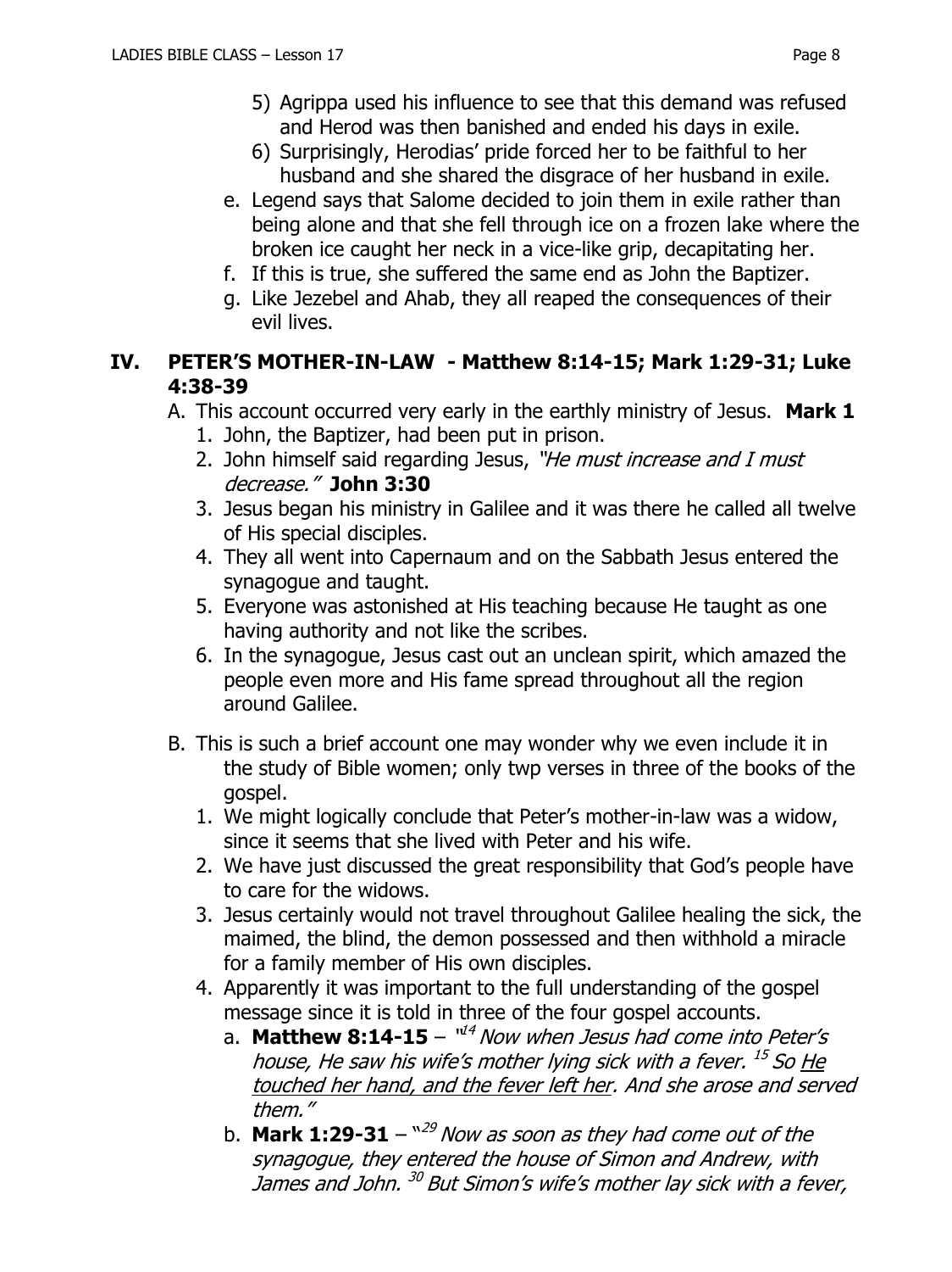5) Agrippa used his influence to see that this demand was refused and Herod was then banished and ended his days in exile.
6) Surprisingly, Herodias' pride forced her to be faithful to her husband and she shared the disgrace of her husband in exile.

e. Legend says that Salome decided to join them in exile rather than being alone and that she fell through ice on a frozen lake where the broken ice caught her neck in a vice-like grip, decapitating her.
f. If this is true, she suffered the same end as John the Baptizer.
g. Like Jezebel and Ahab, they all reaped the consequences of their evil lives.

## IV. PETER'S MOTHER-IN-LAW - Matthew 8:14-15; Mark 1:29-31; Luke 4:38-39

A. This account occurred very early in the earthly ministry of Jesus. **Mark 1**
1. John, the Baptizer, had been put in prison.
2. John himself said regarding Jesus, *"He must increase and I must decrease."* **John 3:30**
3. Jesus began his ministry in Galilee and it was there he called all twelve of His special disciples.
4. They all went into Capernaum and on the Sabbath Jesus entered the synagogue and taught.
5. Everyone was astonished at His teaching because He taught as one having authority and not like the scribes.
6. In the synagogue, Jesus cast out an unclean spirit, which amazed the people even more and His fame spread throughout all the region around Galilee.

B. This is such a brief account one may wonder why we even include it in the study of Bible women; only twp verses in three of the books of the gospel.
1. We might logically conclude that Peter's mother-in-law was a widow, since it seems that she lived with Peter and his wife.
2. We have just discussed the great responsibility that God's people have to care for the widows.
3. Jesus certainly would not travel throughout Galilee healing the sick, the maimed, the blind, the demon possessed and then withhold a miracle for a family member of His own disciples.
4. Apparently it was important to the full understanding of the gospel message since it is told in three of the four gospel accounts.
   a. **Matthew 8:14-15** – *"[14] Now when Jesus had come into Peter's house, He saw his wife's mother lying sick with a fever. [15] So <u>He touched her hand, and the fever left her</u>. And she arose and served them."*
   b. **Mark 1:29-31** – *"[29] Now as soon as they had come out of the synagogue, they entered the house of Simon and Andrew, with James and John. [30] But Simon's wife's mother lay sick with a fever,*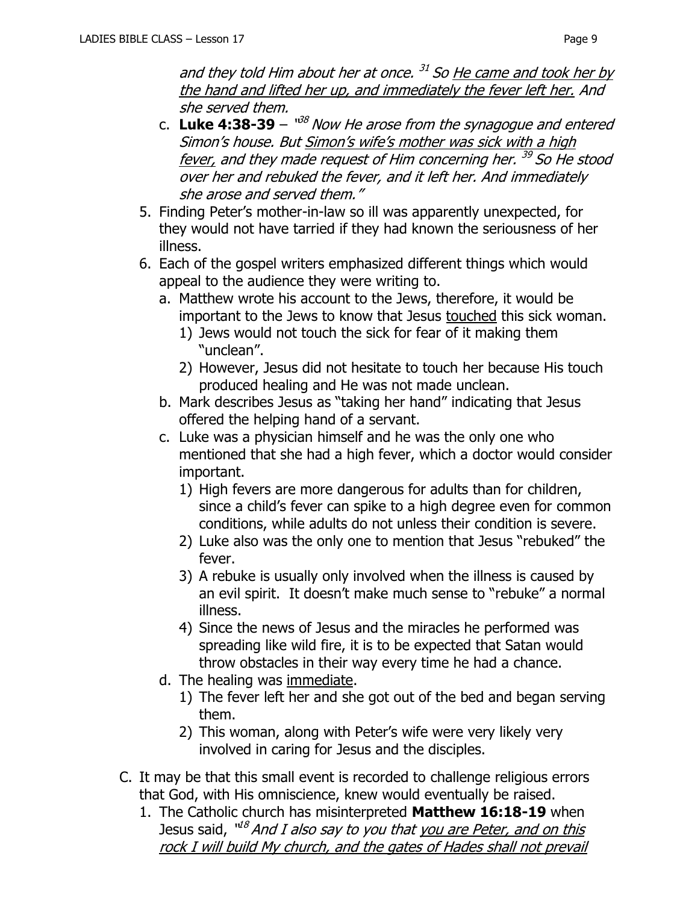*and they told Him about her at once.* [31] *So <u>He came and took her by the hand and lifted her up, and immediately the fever left her.</u> And she served them.*

   c. **Luke 4:38-39** – "[38] *Now He arose from the synagogue and entered Simon's house. But <u>Simon's wife's mother was sick with a high fever,</u> and they made request of Him concerning her.* [39] *So He stood over her and rebuked the fever, and it left her. And immediately she arose and served them."*

5. Finding Peter's mother-in-law so ill was apparently unexpected, for they would not have tarried if they had known the seriousness of her illness.
6. Each of the gospel writers emphasized different things which would appeal to the audience they were writing to.
   a. Matthew wrote his account to the Jews, therefore, it would be important to the Jews to know that Jesus <u>touched</u> this sick woman.
      1) Jews would not touch the sick for fear of it making them "unclean".
      2) However, Jesus did not hesitate to touch her because His touch produced healing and He was not made unclean.
   b. Mark describes Jesus as "taking her hand" indicating that Jesus offered the helping hand of a servant.
   c. Luke was a physician himself and he was the only one who mentioned that she had a high fever, which a doctor would consider important.
      1) High fevers are more dangerous for adults than for children, since a child's fever can spike to a high degree even for common conditions, while adults do not unless their condition is severe.
      2) Luke also was the only one to mention that Jesus "rebuked" the fever.
      3) A rebuke is usually only involved when the illness is caused by an evil spirit. It doesn't make much sense to "rebuke" a normal illness.
      4) Since the news of Jesus and the miracles he performed was spreading like wild fire, it is to be expected that Satan would throw obstacles in their way every time he had a chance.
   d. The healing was <u>immediate</u>.
      1) The fever left her and she got out of the bed and began serving them.
      2) This woman, along with Peter's wife were very likely very involved in caring for Jesus and the disciples.

C. It may be that this small event is recorded to challenge religious errors that God, with His omniscience, knew would eventually be raised.
   1. The Catholic church has misinterpreted **Matthew 16:18-19** when Jesus said, "[18] *And I also say to you that <u>you are Peter, and on this rock I will build My church, and the gates of Hades shall not prevail</u>*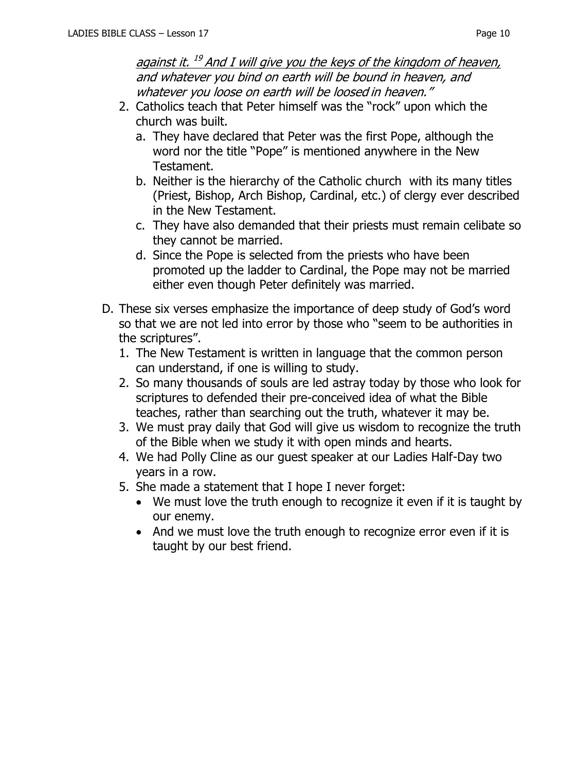*<u>against it. [19] And I will give you the keys of the kingdom of heaven,</u> and whatever you bind on earth will be bound in heaven, and whatever you loose on earth will be loosed in heaven."*

2. Catholics teach that Peter himself was the "rock" upon which the church was built.
   a. They have declared that Peter was the first Pope, although the word nor the title "Pope" is mentioned anywhere in the New Testament.
   b. Neither is the hierarchy of the Catholic church with its many titles (Priest, Bishop, Arch Bishop, Cardinal, etc.) of clergy ever described in the New Testament.
   c. They have also demanded that their priests must remain celibate so they cannot be married.
   d. Since the Pope is selected from the priests who have been promoted up the ladder to Cardinal, the Pope may not be married either even though Peter definitely was married.

D. These six verses emphasize the importance of deep study of God's word so that we are not led into error by those who "seem to be authorities in the scriptures".
   1. The New Testament is written in language that the common person can understand, if one is willing to study.
   2. So many thousands of souls are led astray today by those who look for scriptures to defended their pre-conceived idea of what the Bible teaches, rather than searching out the truth, whatever it may be.
   3. We must pray daily that God will give us wisdom to recognize the truth of the Bible when we study it with open minds and hearts.
   4. We had Polly Cline as our guest speaker at our Ladies Half-Day two years in a row.
   5. She made a statement that I hope I never forget:
      - We must love the truth enough to recognize it even if it is taught by our enemy.
      - And we must love the truth enough to recognize error even if it is taught by our best friend.